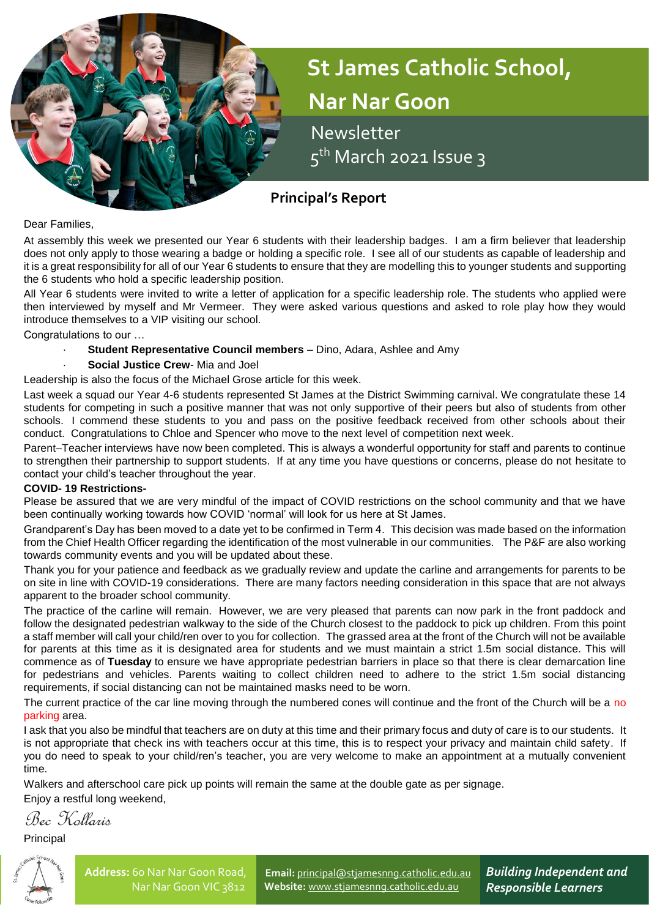# St James Catholic School, Nar Nar Goon

Newsletter

5th March 2021 Issue 3

## Principal's Report

Dear Families,

At assembly this week we presented our Year 6 students with their leadership badges. I am a firm believer that leadership does not only apply to those wearing a badge or holding a specific role. I see all of our students as capable of leadership and it is a great responsibility for all of our Year 6 students to ensure that they are modelling this to younger students and supporting the 6 students who hold a specific leadership position.

All Year 6 students were invited to write a letter of application for a specific leadership role. The students who applied were then interviewed by myself and Mr Vermeer. They were asked various questions and asked to role play how they would introduce themselves to a VIP visiting our school.

Congratulations to our …

- **Student Representative Council members** – Dino, Adara, Ashlee and Amy
- **Social Justice Crew**- Mia and Joel

Leadership is also the focus of the Michael Grose article for this week.

Last week a squad our Year 4-6 students represented St James at the District Swimming carnival. We congratulate these 14 students for competing in such a positive manner that was not only supportive of their peers but also of students from other schools. I commend these students to you and pass on the positive feedback received from other schools about their conduct. Congratulations to Chloe and Spencer who move to the next level of competition next week.

Parent–Teacher interviews have now been completed. This is always a wonderful opportunity for staff and parents to continue to strengthen their partnership to support students. If at any time you have questions or concerns, please do not hesitate to contact your child's teacher throughout the year.

**COVID- 19 Restrictions-**

Please be assured that we are very mindful of the impact of COVID restrictions on the school community and that we have been continually working towards how COVID 'normal' will look for us here at St James.

Grandparent's Day has been moved to a date yet to be confirmed in Term 4. This decision was made based on the information from the Chief Health Officer regarding the identification of the most vulnerable in our communities. The P&F are also working towards community events and you will be updated about these.

Thank you for your patience and feedback as we gradually review and update the carline and arrangements for parents to be on site in line with COVID-19 considerations. There are many factors needing consideration in this space that are not always apparent to the broader school community.

The practice of the carline will remain. However, we are very pleased that parents can now park in the front paddock and follow the designated pedestrian walkway to the side of the Church closest to the paddock to pick up children. From this point a staff member will call your child/ren over to you for collection. The grassed area at the front of the Church will not be available for parents at this time as it is designated area for students and we must maintain a strict 1.5m social distance. This will commence as of **Tuesday** to ensure we have appropriate pedestrian barriers in place so that there is clear demarcation line for pedestrians and vehicles. Parents waiting to collect children need to adhere to the strict 1.5m social distancing requirements, if social distancing can not be maintained masks need to be worn.

The current practice of the car line moving through the numbered cones will continue and the front of the Church will be a no parking area.

I ask that you also be mindful that teachers are on duty at this time and their primary focus and duty of care is to our students. It is not appropriate that check ins with teachers occur at this time, this is to respect your privacy and maintain child safety. If you do need to speak to your child/ren's teacher, you are very welcome to make an appointment at a mutually convenient time.

Walkers and afterschool care pick up points will remain the same at the double gate as per signage.

Enjoy a restful long weekend,

*Bec Kollaris*

Principal

**Address:** 60 Nar Nar Goon Road, Nar Nar Goon VIC 3812

**Email:** principal@stjamesnng.catholic.edu.au
**Website:** www.stjamesnng.catholic.edu.au

***Building Independent and Responsible Learners***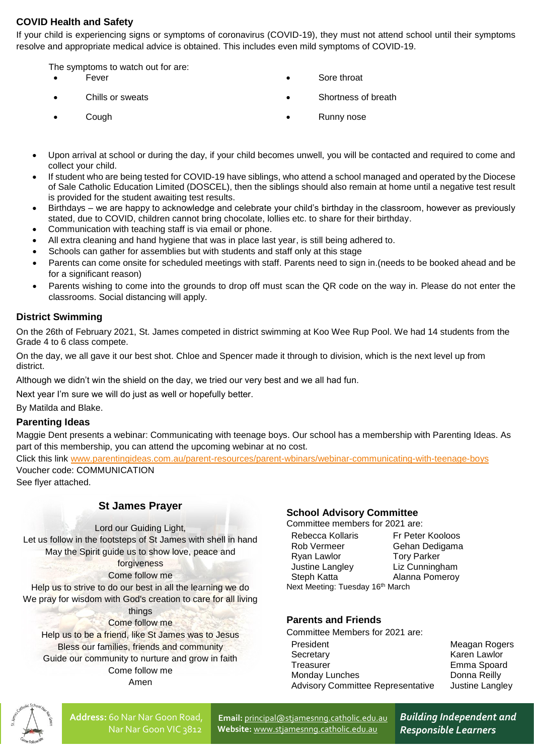## COVID Health and Safety

If your child is experiencing signs or symptoms of coronavirus (COVID-19), they must not attend school until their symptoms resolve and appropriate medical advice is obtained. This includes even mild symptoms of COVID-19.

The symptoms to watch out for are:

- Fever
- Chills or sweats
- Cough
- Sore throat
- Shortness of breath
- Runny nose

- Upon arrival at school or during the day, if your child becomes unwell, you will be contacted and required to come and collect your child.
- If student who are being tested for COVID-19 have siblings, who attend a school managed and operated by the Diocese of Sale Catholic Education Limited (DOSCEL), then the siblings should also remain at home until a negative test result is provided for the student awaiting test results.
- Birthdays – we are happy to acknowledge and celebrate your child's birthday in the classroom, however as previously stated, due to COVID, children cannot bring chocolate, lollies etc. to share for their birthday.
- Communication with teaching staff is via email or phone.
- All extra cleaning and hand hygiene that was in place last year, is still being adhered to.
- Schools can gather for assemblies but with students and staff only at this stage
- Parents can come onsite for scheduled meetings with staff. Parents need to sign in.(needs to be booked ahead and be for a significant reason)
- Parents wishing to come into the grounds to drop off must scan the QR code on the way in. Please do not enter the classrooms. Social distancing will apply.

## District Swimming

On the 26th of February 2021, St. James competed in district swimming at Koo Wee Rup Pool. We had 14 students from the Grade 4 to 6 class compete.

On the day, we all gave it our best shot. Chloe and Spencer made it through to division, which is the next level up from district.

Although we didn't win the shield on the day, we tried our very best and we all had fun.

Next year I'm sure we will do just as well or hopefully better.

By Matilda and Blake.

## Parenting Ideas

Maggie Dent presents a webinar: Communicating with teenage boys. Our school has a membership with Parenting Ideas. As part of this membership, you can attend the upcoming webinar at no cost.

Click this link www.parentingideas.com.au/parent-resources/parent-wbinars/webinar-communicating-with-teenage-boys
Voucher code: COMMUNICATION
See flyer attached.

## St James Prayer

Lord our Guiding Light,
Let us follow in the footsteps of St James with shell in hand
May the Spirit guide us to show love, peace and forgiveness
Come follow me
Help us to strive to do our best in all the learning we do
We pray for wisdom with God's creation to care for all living things
Come follow me
Help us to be a friend, like St James was to Jesus
Bless our families, friends and community
Guide our community to nurture and grow in faith
Come follow me
Amen

## School Advisory Committee

Committee members for 2021 are:

| | |
|---|---|
| Rebecca Kollaris | Fr Peter Kooloos |
| Rob Vermeer | Gehan Dedigama |
| Ryan Lawlor | Tory Parker |
| Justine Langley | Liz Cunningham |
| Steph Katta | Alanna Pomeroy |

Next Meeting: Tuesday 16th March

## Parents and Friends

Committee Members for 2021 are:

| | |
|---|---|
| President | Meagan Rogers |
| Secretary | Karen Lawlor |
| Treasurer | Emma Spoard |
| Monday Lunches | Donna Reilly |
| Advisory Committee Representative | Justine Langley |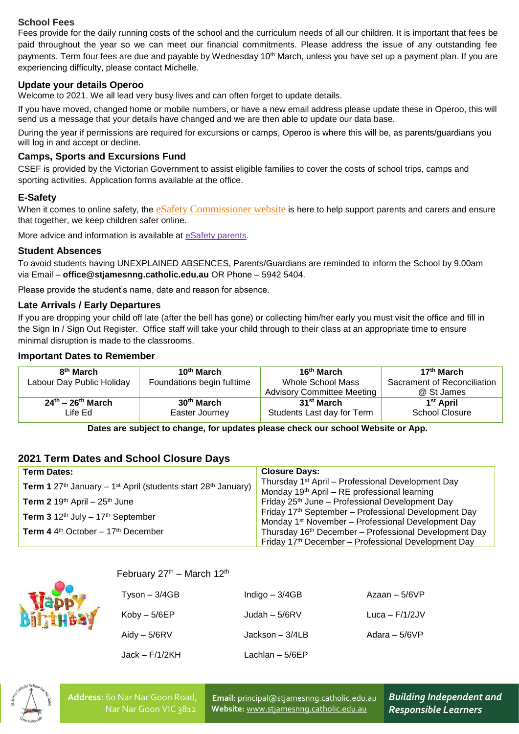## School Fees

Fees provide for the daily running costs of the school and the curriculum needs of all our children. It is important that fees be paid throughout the year so we can meet our financial commitments. Please address the issue of any outstanding fee payments. Term four fees are due and payable by Wednesday 10th March, unless you have set up a payment plan. If you are experiencing difficulty, please contact Michelle.

## Update your details Operoo

Welcome to 2021. We all lead very busy lives and can often forget to update details.

If you have moved, changed home or mobile numbers, or have a new email address please update these in Operoo, this will send us a message that your details have changed and we are then able to update our data base.

During the year if permissions are required for excursions or camps, Operoo is where this will be, as parents/guardians you will log in and accept or decline.

## Camps, Sports and Excursions Fund

CSEF is provided by the Victorian Government to assist eligible families to cover the costs of school trips, camps and sporting activities. Application forms available at the office.

## E-Safety

When it comes to online safety, the eSafety Commissioner website is here to help support parents and carers and ensure that together, we keep children safer online.

More advice and information is available at eSafety parents.

## Student Absences

To avoid students having UNEXPLAINED ABSENCES, Parents/Guardians are reminded to inform the School by 9.00am via Email – **office@stjamesnng.catholic.edu.au** OR Phone – 5942 5404.

Please provide the student's name, date and reason for absence.

## Late Arrivals / Early Departures

If you are dropping your child off late (after the bell has gone) or collecting him/her early you must visit the office and fill in the Sign In / Sign Out Register. Office staff will take your child through to their class at an appropriate time to ensure minimal disruption is made to the classrooms.

## Important Dates to Remember

| **8th March** | **10th March** | **16th March** | **17th March** |
|---|---|---|---|
| Labour Day Public Holiday | Foundations begin fulltime | Whole School Mass<br>Advisory Committee Meeting | Sacrament of Reconciliation @ St James |
| **24th – 26th March** | **30th March** | **31st March** | **1st April** |
| Life Ed | Easter Journey | Students Last day for Term | School Closure |

**Dates are subject to change, for updates please check our school Website or App.**

## 2021 Term Dates and School Closure Days

| **Term Dates:** | **Closure Days:** |
|---|---|
| **Term 1** 27th January – 1st April (students start 28th January) | Thursday 1st April – Professional Development Day<br>Monday 19th April – RE professional learning |
| **Term 2** 19th April – 25th June | Friday 25th June – Professional Development Day |
| **Term 3** 12th July – 17th September | Friday 17th September – Professional Development Day<br>Monday 1st November – Professional Development Day |
| **Term 4** 4th October – 17th December | Thursday 16th December – Professional Development Day<br>Friday 17th December – Professional Development Day |

February 27th – March 12th

| | | |
|---|---|---|
| Tyson – 3/4GB | Indigo – 3/4GB | Azaan – 5/6VP |
| Koby – 5/6EP | Judah – 5/6RV | Luca – F/1/2JV |
| Aidy – 5/6RV | Jackson – 3/4LB | Adara – 5/6VP |
| Jack – F/1/2KH | Lachlan – 5/6EP | |

**Address:** 60 Nar Nar Goon Road, Nar Nar Goon VIC 3812

**Email:** principal@stjamesnng.catholic.edu.au
**Website:** www.stjamesnng.catholic.edu.au

***Building Independent and Responsible Learners***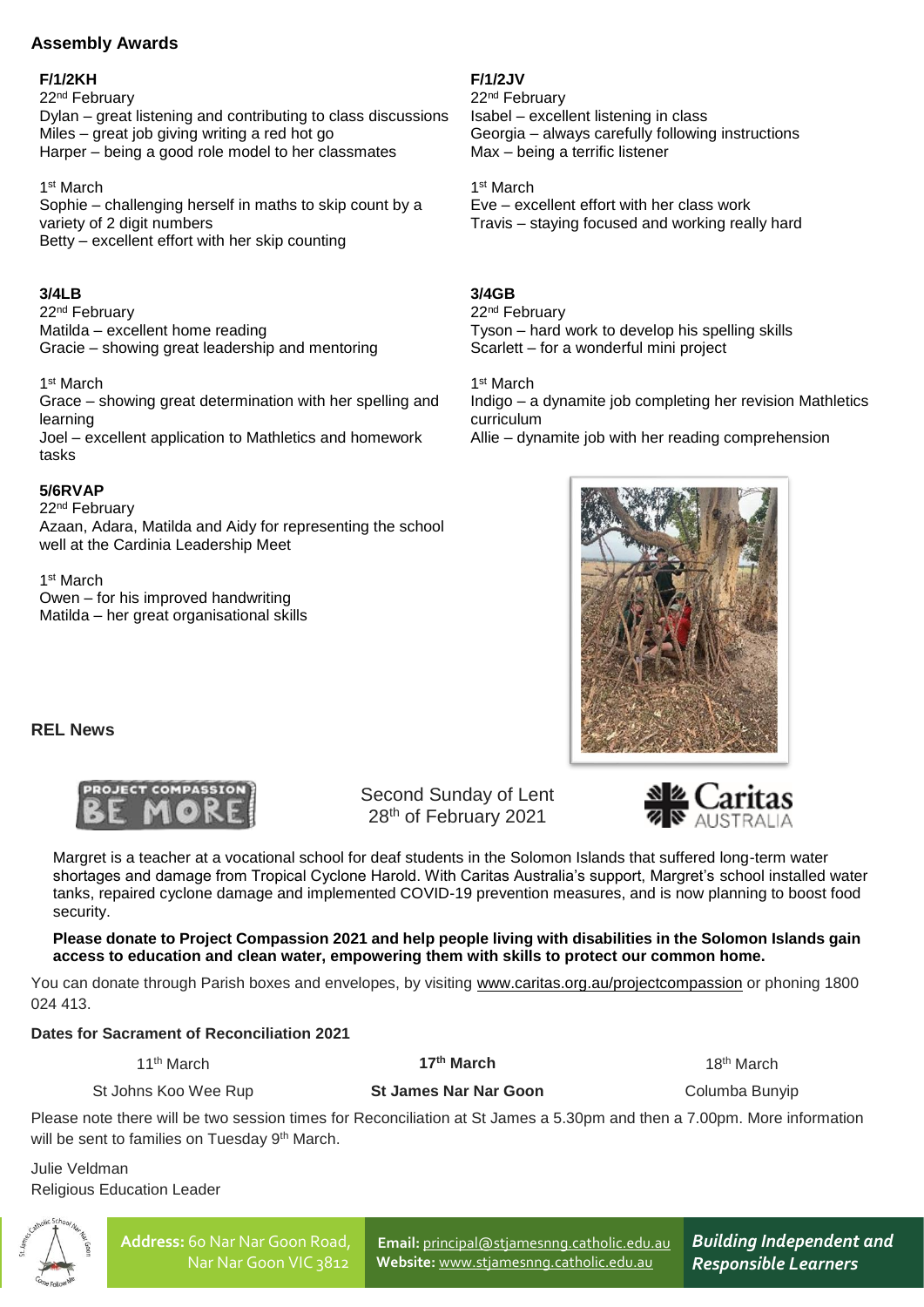## Assembly Awards

### F/1/2KH

22nd February

Dylan – great listening and contributing to class discussions
Miles – great job giving writing a red hot go
Harper – being a good role model to her classmates

1st March

Sophie – challenging herself in maths to skip count by a variety of 2 digit numbers
Betty – excellent effort with her skip counting

### F/1/2JV

22nd February

Isabel – excellent listening in class
Georgia – always carefully following instructions
Max – being a terrific listener

1st March

Eve – excellent effort with her class work
Travis – staying focused and working really hard

### 3/4LB

22nd February

Matilda – excellent home reading
Gracie – showing great leadership and mentoring

1st March

Grace – showing great determination with her spelling and learning
Joel – excellent application to Mathletics and homework tasks

### 3/4GB

22nd February

Tyson – hard work to develop his spelling skills
Scarlett – for a wonderful mini project

1st March

Indigo – a dynamite job completing her revision Mathletics curriculum
Allie – dynamite job with her reading comprehension

### 5/6RVAP

22nd February

Azaan, Adara, Matilda and Aidy for representing the school well at the Cardinia Leadership Meet

1st March

Owen – for his improved handwriting
Matilda – her great organisational skills

## REL News

PROJECT COMPASSION BE MORE

Second Sunday of Lent
28th of February 2021

Caritas AUSTRALIA

Margret is a teacher at a vocational school for deaf students in the Solomon Islands that suffered long-term water shortages and damage from Tropical Cyclone Harold. With Caritas Australia's support, Margret's school installed water tanks, repaired cyclone damage and implemented COVID-19 prevention measures, and is now planning to boost food security.

**Please donate to Project Compassion 2021 and help people living with disabilities in the Solomon Islands gain access to education and clean water, empowering them with skills to protect our common home.**

You can donate through Parish boxes and envelopes, by visiting www.caritas.org.au/projectcompassion or phoning 1800 024 413.

**Dates for Sacrament of Reconciliation 2021**

| 11th March | **17th March** | 18th March |
|---|---|---|
| St Johns Koo Wee Rup | **St James Nar Nar Goon** | Columba Bunyip |

Please note there will be two session times for Reconciliation at St James a 5.30pm and then a 7.00pm. More information will be sent to families on Tuesday 9th March.

Julie Veldman
Religious Education Leader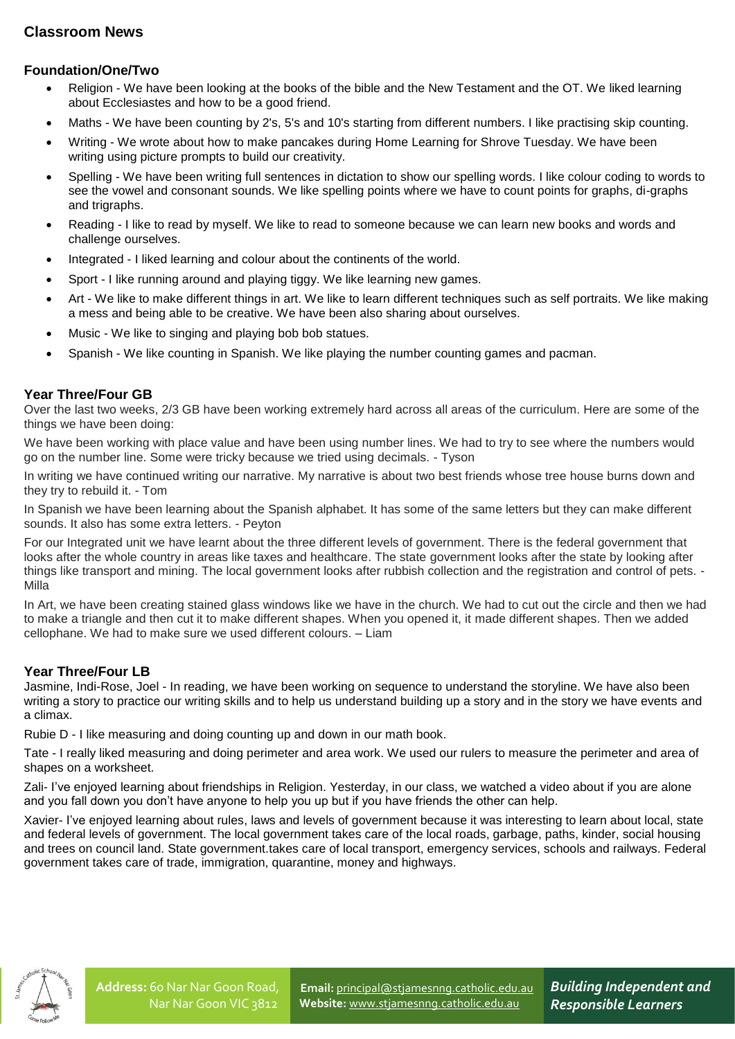# Classroom News

## Foundation/One/Two

- Religion - We have been looking at the books of the bible and the New Testament and the OT. We liked learning about Ecclesiastes and how to be a good friend.
- Maths - We have been counting by 2's, 5's and 10's starting from different numbers. I like practising skip counting.
- Writing - We wrote about how to make pancakes during Home Learning for Shrove Tuesday. We have been writing using picture prompts to build our creativity.
- Spelling - We have been writing full sentences in dictation to show our spelling words. I like colour coding to words to see the vowel and consonant sounds. We like spelling points where we have to count points for graphs, di-graphs and trigraphs.
- Reading - I like to read by myself. We like to read to someone because we can learn new books and words and challenge ourselves.
- Integrated - I liked learning and colour about the continents of the world.
- Sport - I like running around and playing tiggy. We like learning new games.
- Art - We like to make different things in art. We like to learn different techniques such as self portraits. We like making a mess and being able to be creative. We have been also sharing about ourselves.
- Music - We like to singing and playing bob bob statues.
- Spanish - We like counting in Spanish. We like playing the number counting games and pacman.

## Year Three/Four GB

Over the last two weeks, 2/3 GB have been working extremely hard across all areas of the curriculum. Here are some of the things we have been doing:

We have been working with place value and have been using number lines. We had to try to see where the numbers would go on the number line. Some were tricky because we tried using decimals. - Tyson

In writing we have continued writing our narrative. My narrative is about two best friends whose tree house burns down and they try to rebuild it. - Tom

In Spanish we have been learning about the Spanish alphabet. It has some of the same letters but they can make different sounds. It also has some extra letters. - Peyton

For our Integrated unit we have learnt about the three different levels of government. There is the federal government that looks after the whole country in areas like taxes and healthcare. The state government looks after the state by looking after things like transport and mining. The local government looks after rubbish collection and the registration and control of pets. - Milla

In Art, we have been creating stained glass windows like we have in the church. We had to cut out the circle and then we had to make a triangle and then cut it to make different shapes. When you opened it, it made different shapes. Then we added cellophane. We had to make sure we used different colours. – Liam

## Year Three/Four LB

Jasmine, Indi-Rose, Joel - In reading, we have been working on sequence to understand the storyline. We have also been writing a story to practice our writing skills and to help us understand building up a story and in the story we have events and a climax.

Rubie D - I like measuring and doing counting up and down in our math book.

Tate - I really liked measuring and doing perimeter and area work. We used our rulers to measure the perimeter and area of shapes on a worksheet.

Zali- I've enjoyed learning about friendships in Religion. Yesterday, in our class, we watched a video about if you are alone and you fall down you don't have anyone to help you up but if you have friends the other can help.

Xavier- I've enjoyed learning about rules, laws and levels of government because it was interesting to learn about local, state and federal levels of government. The local government takes care of the local roads, garbage, paths, kinder, social housing and trees on council land. State government.takes care of local transport, emergency services, schools and railways. Federal government takes care of trade, immigration, quarantine, money and highways.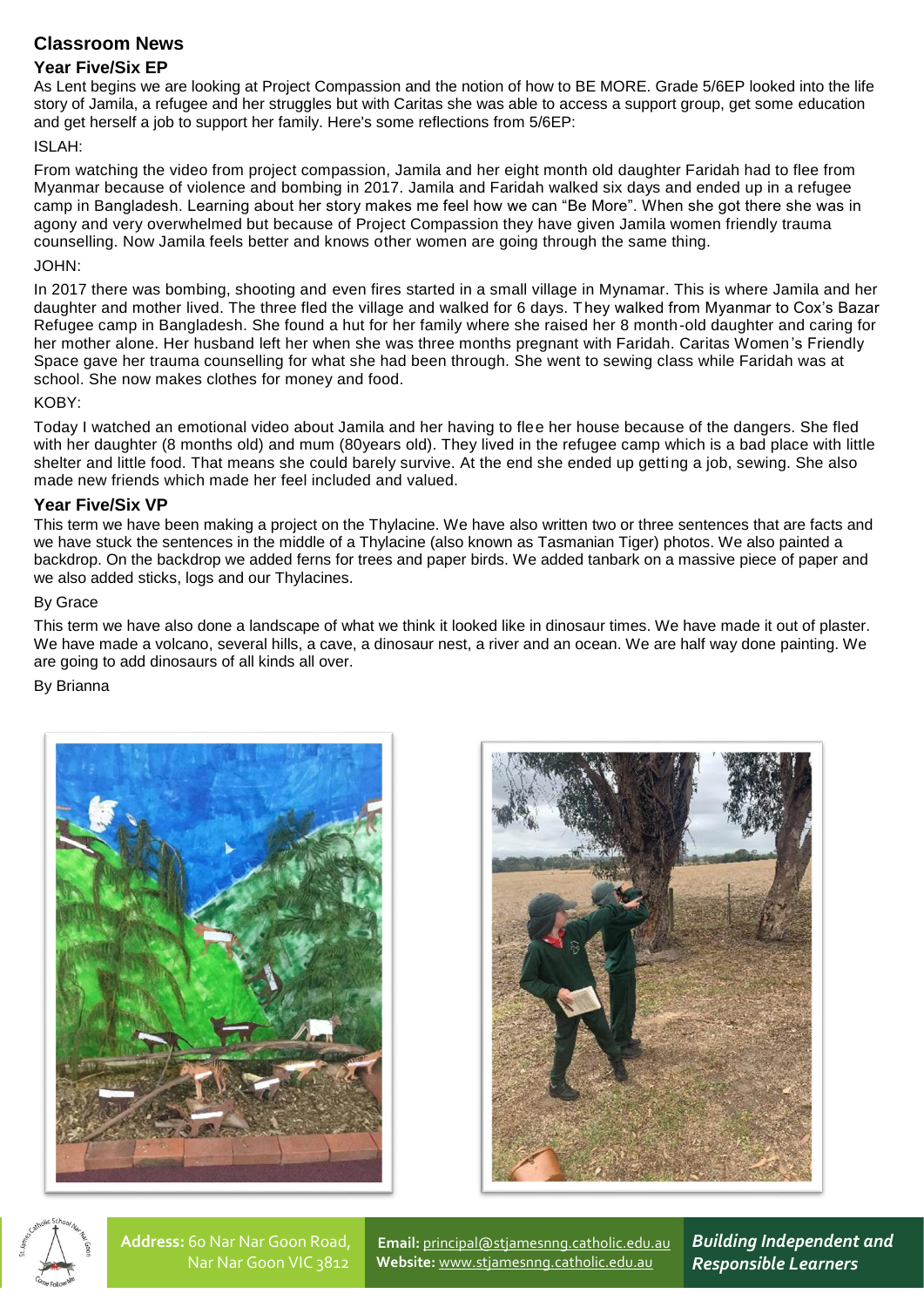## Classroom News

### Year Five/Six EP

As Lent begins we are looking at Project Compassion and the notion of how to BE MORE. Grade 5/6EP looked into the life story of Jamila, a refugee and her struggles but with Caritas she was able to access a support group, get some education and get herself a job to support her family. Here's some reflections from 5/6EP:

ISLAH:

From watching the video from project compassion, Jamila and her eight month old daughter Faridah had to flee from Myanmar because of violence and bombing in 2017. Jamila and Faridah walked six days and ended up in a refugee camp in Bangladesh. Learning about her story makes me feel how we can "Be More". When she got there she was in agony and very overwhelmed but because of Project Compassion they have given Jamila women friendly trauma counselling. Now Jamila feels better and knows other women are going through the same thing.

JOHN:

In 2017 there was bombing, shooting and even fires started in a small village in Mynamar. This is where Jamila and her daughter and mother lived. The three fled the village and walked for 6 days. They walked from Myanmar to Cox's Bazar Refugee camp in Bangladesh. She found a hut for her family where she raised her 8 month-old daughter and caring for her mother alone. Her husband left her when she was three months pregnant with Faridah. Caritas Women's Friendly Space gave her trauma counselling for what she had been through. She went to sewing class while Faridah was at school. She now makes clothes for money and food.

KOBY:

Today I watched an emotional video about Jamila and her having to flee her house because of the dangers. She fled with her daughter (8 months old) and mum (80years old). They lived in the refugee camp which is a bad place with little shelter and little food. That means she could barely survive. At the end she ended up getting a job, sewing. She also made new friends which made her feel included and valued.

### Year Five/Six VP

This term we have been making a project on the Thylacine. We have also written two or three sentences that are facts and we have stuck the sentences in the middle of a Thylacine (also known as Tasmanian Tiger) photos. We also painted a backdrop. On the backdrop we added ferns for trees and paper birds. We added tanbark on a massive piece of paper and we also added sticks, logs and our Thylacines.

By Grace

This term we have also done a landscape of what we think it looked like in dinosaur times. We have made it out of plaster. We have made a volcano, several hills, a cave, a dinosaur nest, a river and an ocean. We are half way done painting. We are going to add dinosaurs of all kinds all over.

By Brianna

**Address:** 60 Nar Nar Goon Road, Nar Nar Goon VIC 3812

**Email:** principal@stjamesnng.catholic.edu.au
**Website:** www.stjamesnng.catholic.edu.au

***Building Independent and Responsible Learners***